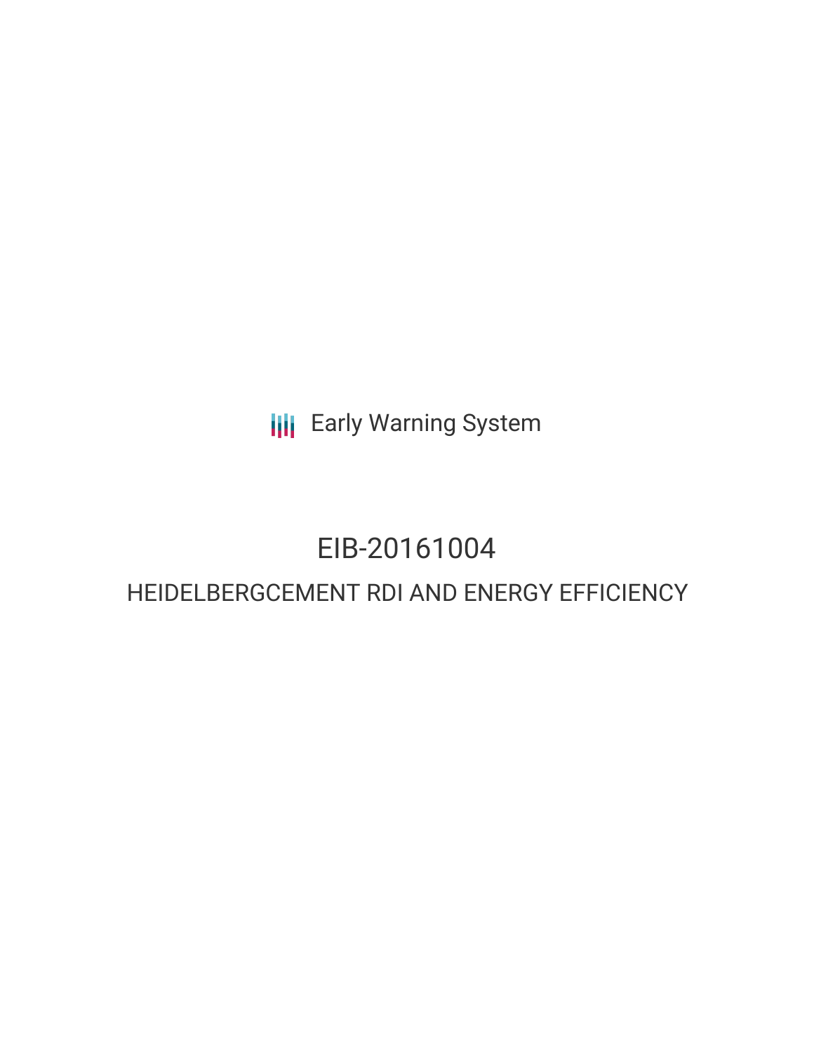Early Warning System

# EIB-20161004

## HEIDELBERGCEMENT RDI AND ENERGY EFFICIENCY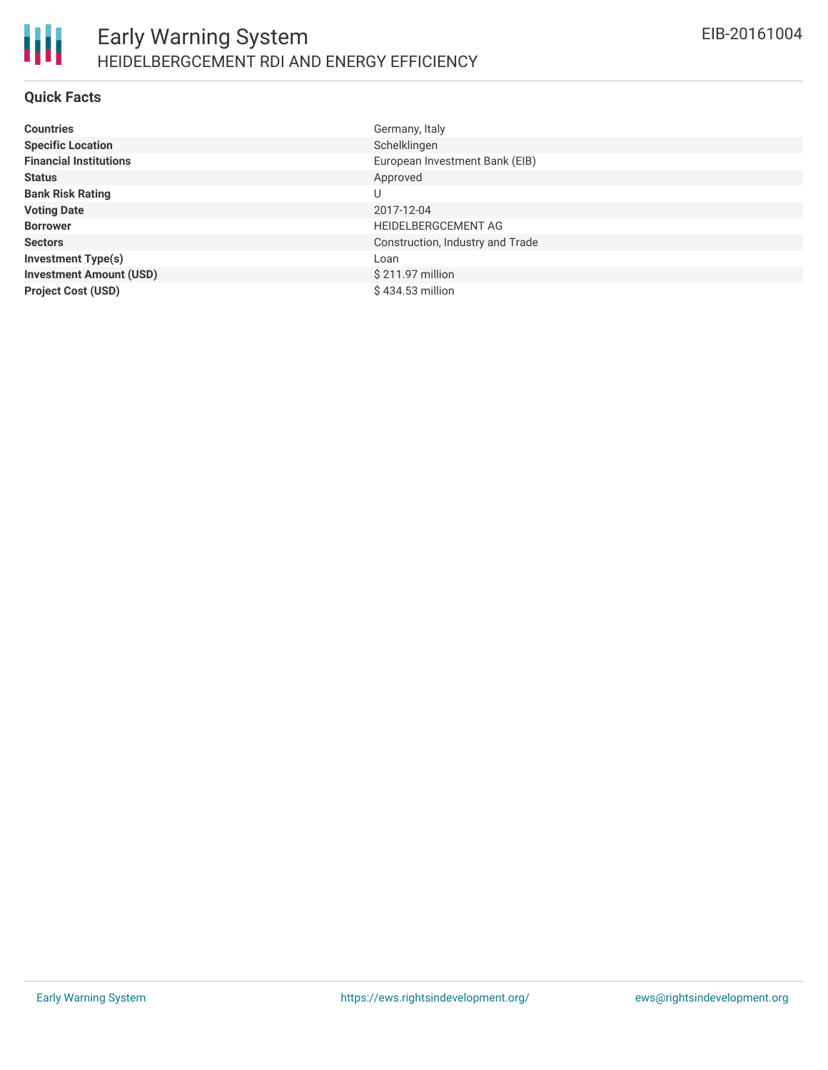# Early Warning System

## HEIDELBERGCEMENT RDI AND ENERGY EFFICIENCY

EIB-20161004

### Quick Facts

| | |
|---|---|
| **Countries** | Germany, Italy |
| **Specific Location** | Schelklingen |
| **Financial Institutions** | European Investment Bank (EIB) |
| **Status** | Approved |
| **Bank Risk Rating** | U |
| **Voting Date** | 2017-12-04 |
| **Borrower** | HEIDELBERGCEMENT AG |
| **Sectors** | Construction, Industry and Trade |
| **Investment Type(s)** | Loan |
| **Investment Amount (USD)** | $ 211.97 million |
| **Project Cost (USD)** | $ 434.53 million |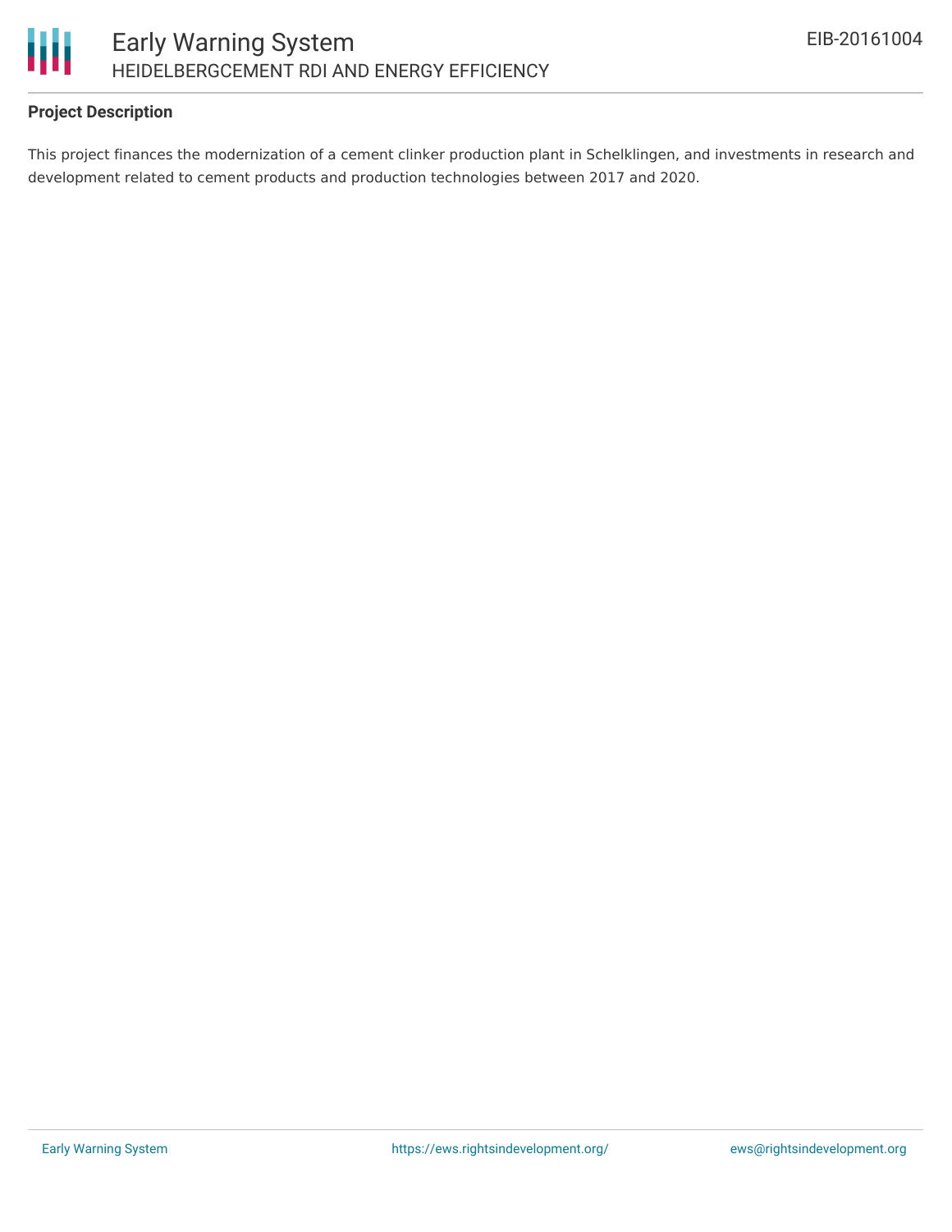### Project Description

This project finances the modernization of a cement clinker production plant in Schelklingen, and investments in research and development related to cement products and production technologies between 2017 and 2020.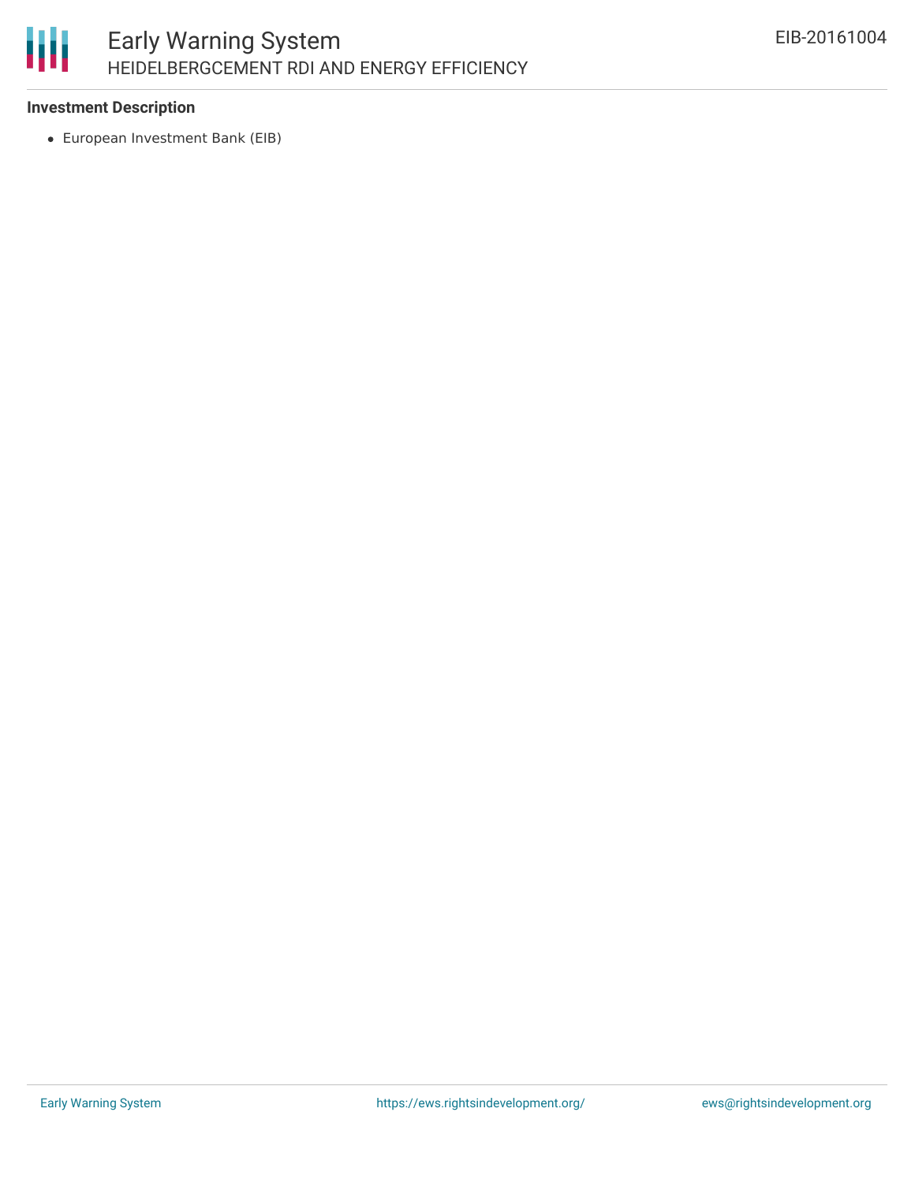**Investment Description**

- European Investment Bank (EIB)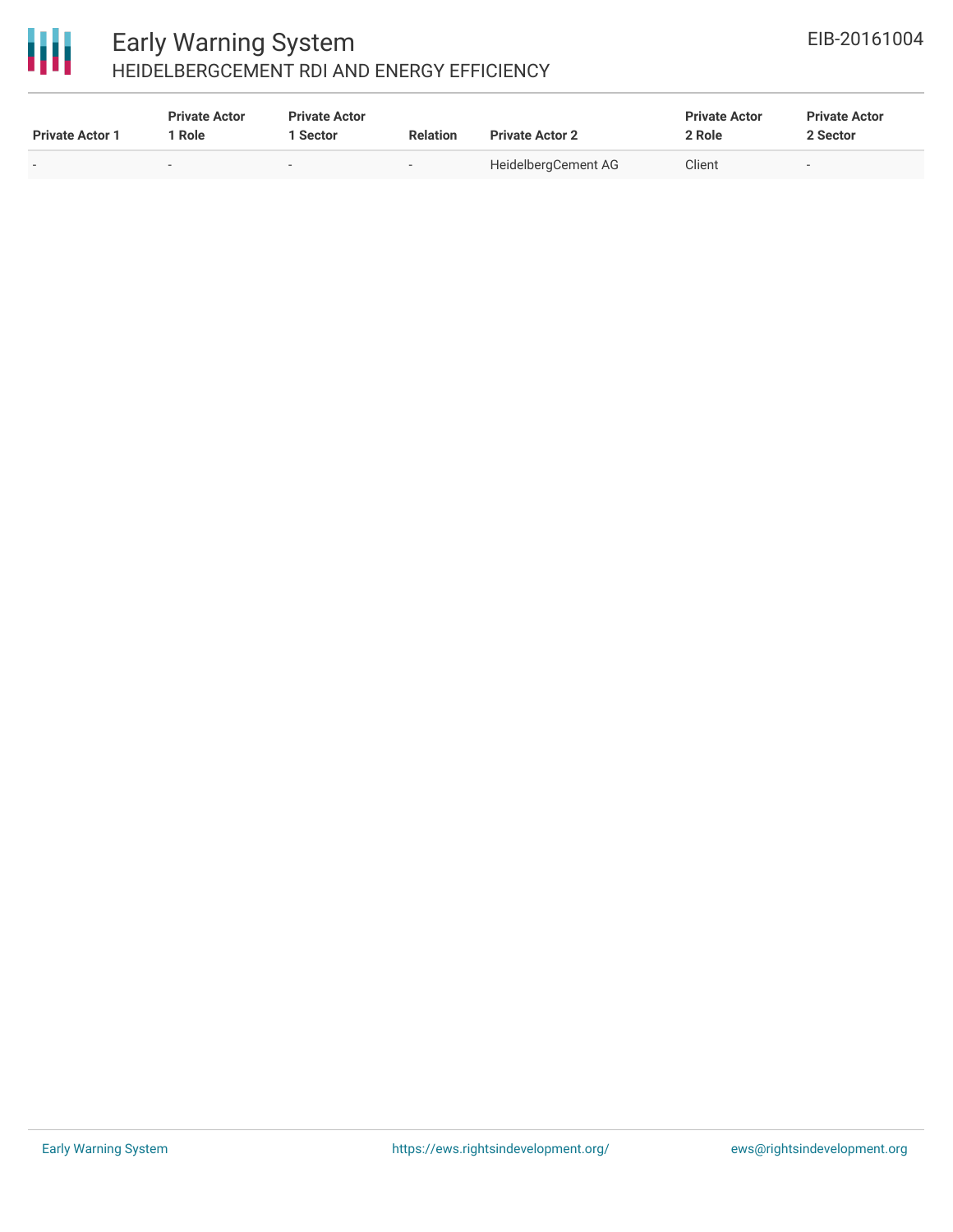| Private Actor 1 | Private Actor 1 Role | Private Actor 1 Sector | Relation | Private Actor 2 | Private Actor 2 Role | Private Actor 2 Sector |
|---|---|---|---|---|---|---|
| - | - | - | - | HeidelbergCement AG | Client | - |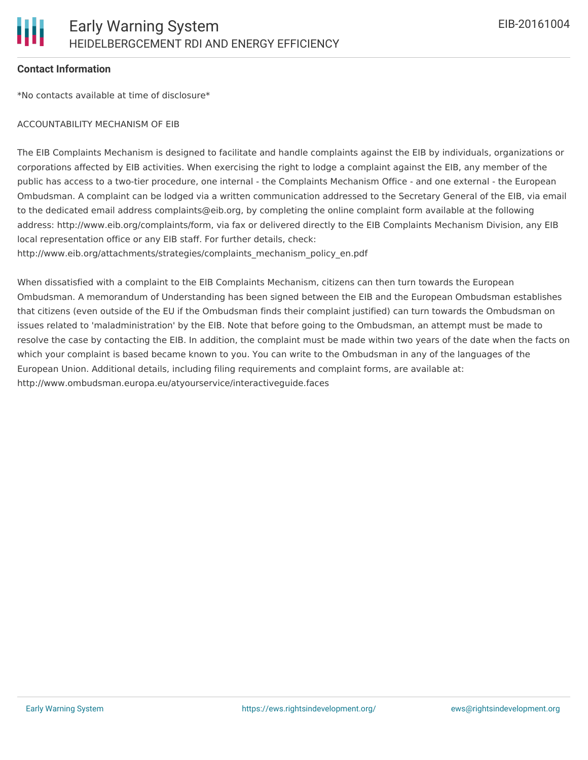**Contact Information**

*No contacts available at time of disclosure*

ACCOUNTABILITY MECHANISM OF EIB

The EIB Complaints Mechanism is designed to facilitate and handle complaints against the EIB by individuals, organizations or corporations affected by EIB activities. When exercising the right to lodge a complaint against the EIB, any member of the public has access to a two-tier procedure, one internal - the Complaints Mechanism Office - and one external - the European Ombudsman. A complaint can be lodged via a written communication addressed to the Secretary General of the EIB, via email to the dedicated email address complaints@eib.org, by completing the online complaint form available at the following address: http://www.eib.org/complaints/form, via fax or delivered directly to the EIB Complaints Mechanism Division, any EIB local representation office or any EIB staff. For further details, check: http://www.eib.org/attachments/strategies/complaints_mechanism_policy_en.pdf

When dissatisfied with a complaint to the EIB Complaints Mechanism, citizens can then turn towards the European Ombudsman. A memorandum of Understanding has been signed between the EIB and the European Ombudsman establishes that citizens (even outside of the EU if the Ombudsman finds their complaint justified) can turn towards the Ombudsman on issues related to 'maladministration' by the EIB. Note that before going to the Ombudsman, an attempt must be made to resolve the case by contacting the EIB. In addition, the complaint must be made within two years of the date when the facts on which your complaint is based became known to you. You can write to the Ombudsman in any of the languages of the European Union. Additional details, including filing requirements and complaint forms, are available at: http://www.ombudsman.europa.eu/atyourservice/interactiveguide.faces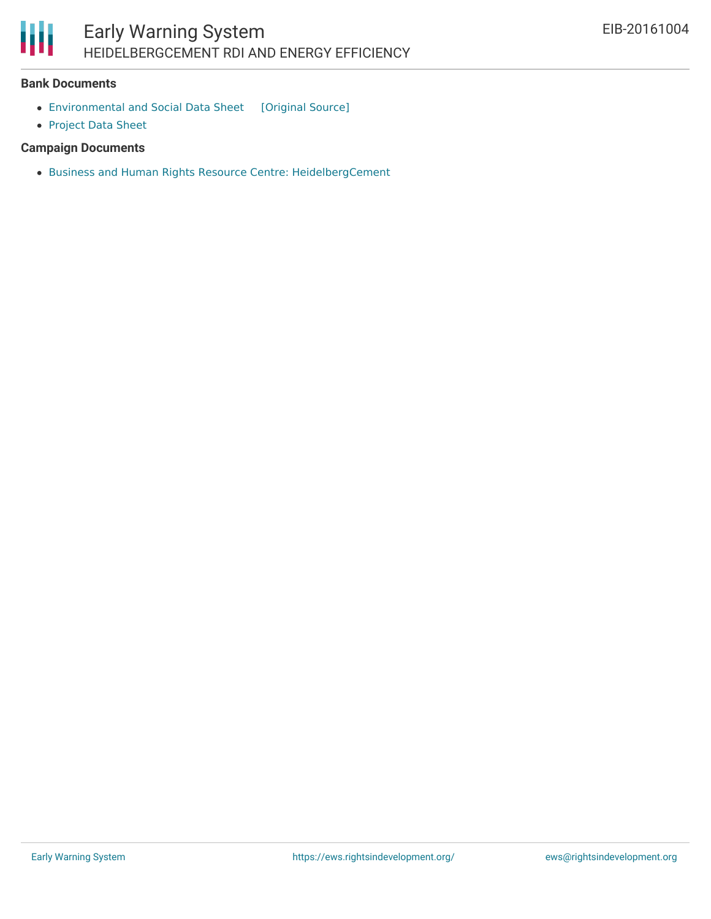**Bank Documents**

- Environmental and Social Data Sheet [Original Source]
- Project Data Sheet

**Campaign Documents**

- Business and Human Rights Resource Centre: HeidelbergCement